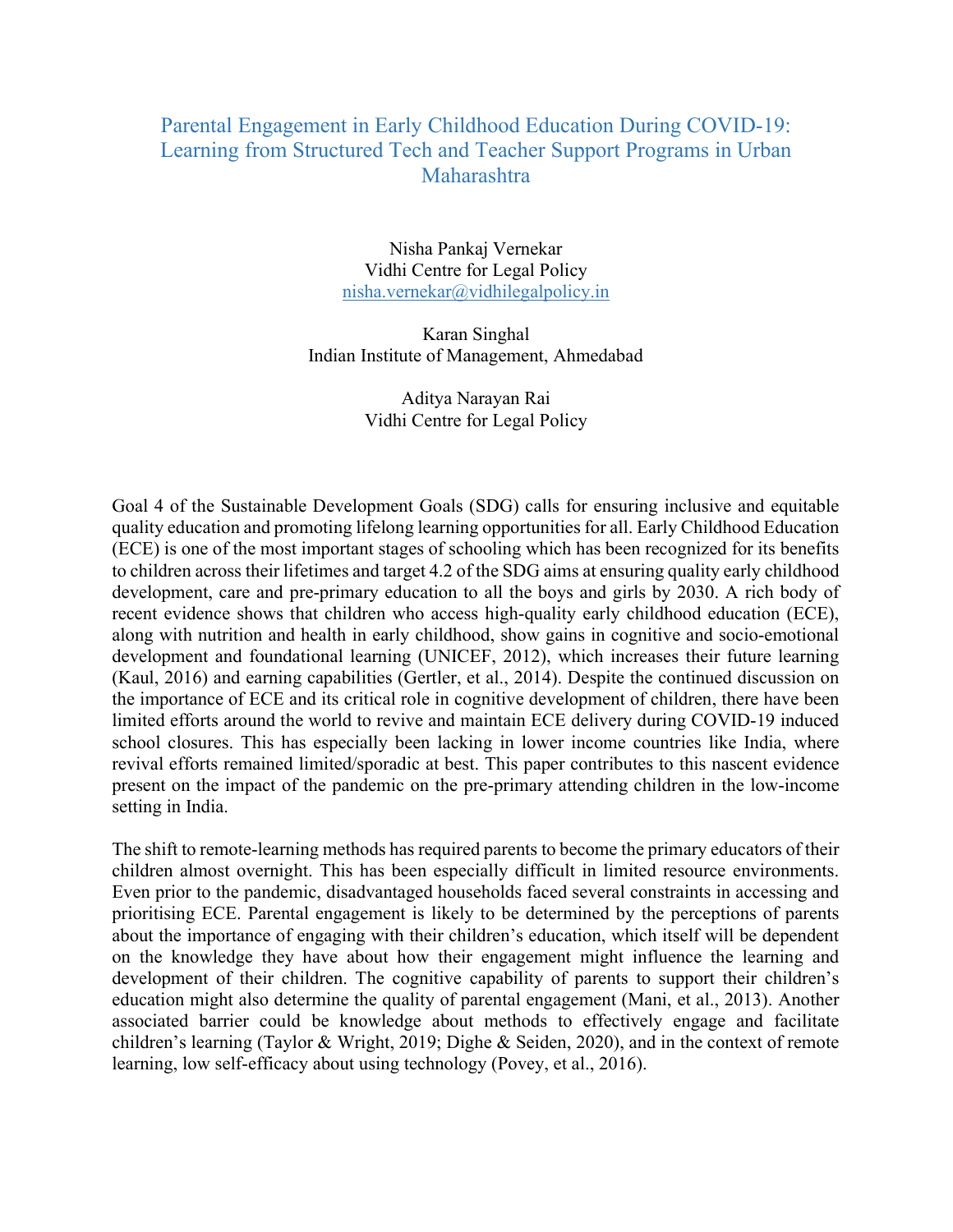# Parental Engagement in Early Childhood Education During COVID-19: Learning from Structured Tech and Teacher Support Programs in Urban Maharashtra

Nisha Pankaj Vernekar
Vidhi Centre for Legal Policy
nisha.vernekar@vidhilegalpolicy.in

Karan Singhal
Indian Institute of Management, Ahmedabad

Aditya Narayan Rai
Vidhi Centre for Legal Policy

Goal 4 of the Sustainable Development Goals (SDG) calls for ensuring inclusive and equitable quality education and promoting lifelong learning opportunities for all. Early Childhood Education (ECE) is one of the most important stages of schooling which has been recognized for its benefits to children across their lifetimes and target 4.2 of the SDG aims at ensuring quality early childhood development, care and pre-primary education to all the boys and girls by 2030. A rich body of recent evidence shows that children who access high-quality early childhood education (ECE), along with nutrition and health in early childhood, show gains in cognitive and socio-emotional development and foundational learning (UNICEF, 2012), which increases their future learning (Kaul, 2016) and earning capabilities (Gertler, et al., 2014). Despite the continued discussion on the importance of ECE and its critical role in cognitive development of children, there have been limited efforts around the world to revive and maintain ECE delivery during COVID-19 induced school closures. This has especially been lacking in lower income countries like India, where revival efforts remained limited/sporadic at best. This paper contributes to this nascent evidence present on the impact of the pandemic on the pre-primary attending children in the low-income setting in India.

The shift to remote-learning methods has required parents to become the primary educators of their children almost overnight. This has been especially difficult in limited resource environments. Even prior to the pandemic, disadvantaged households faced several constraints in accessing and prioritising ECE. Parental engagement is likely to be determined by the perceptions of parents about the importance of engaging with their children's education, which itself will be dependent on the knowledge they have about how their engagement might influence the learning and development of their children. The cognitive capability of parents to support their children's education might also determine the quality of parental engagement (Mani, et al., 2013). Another associated barrier could be knowledge about methods to effectively engage and facilitate children's learning (Taylor & Wright, 2019; Dighe & Seiden, 2020), and in the context of remote learning, low self-efficacy about using technology (Povey, et al., 2016).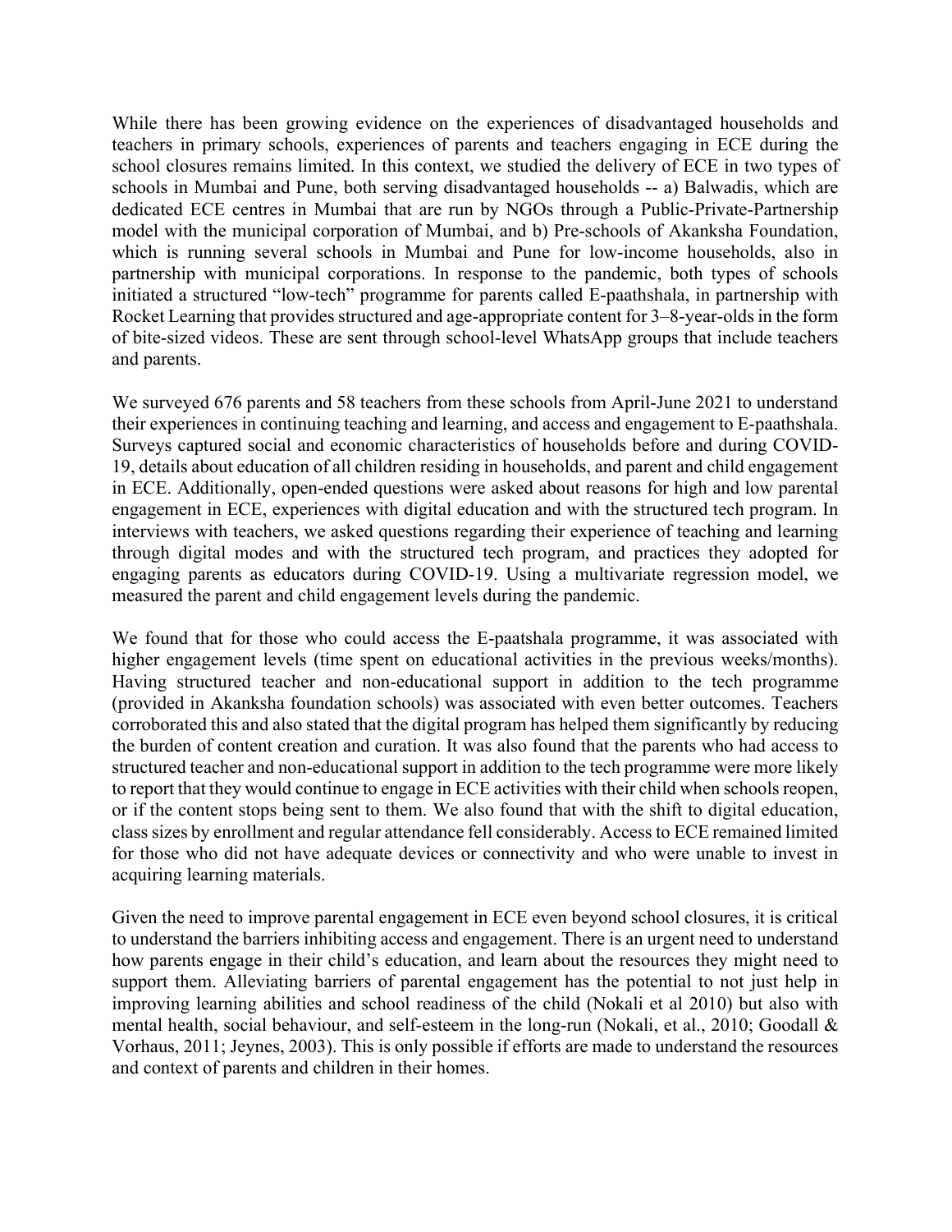While there has been growing evidence on the experiences of disadvantaged households and teachers in primary schools, experiences of parents and teachers engaging in ECE during the school closures remains limited. In this context, we studied the delivery of ECE in two types of schools in Mumbai and Pune, both serving disadvantaged households -- a) Balwadis, which are dedicated ECE centres in Mumbai that are run by NGOs through a Public-Private-Partnership model with the municipal corporation of Mumbai, and b) Pre-schools of Akanksha Foundation, which is running several schools in Mumbai and Pune for low-income households, also in partnership with municipal corporations. In response to the pandemic, both types of schools initiated a structured "low-tech" programme for parents called E-paathshala, in partnership with Rocket Learning that provides structured and age-appropriate content for 3–8-year-olds in the form of bite-sized videos. These are sent through school-level WhatsApp groups that include teachers and parents.

We surveyed 676 parents and 58 teachers from these schools from April-June 2021 to understand their experiences in continuing teaching and learning, and access and engagement to E-paathshala. Surveys captured social and economic characteristics of households before and during COVID-19, details about education of all children residing in households, and parent and child engagement in ECE. Additionally, open-ended questions were asked about reasons for high and low parental engagement in ECE, experiences with digital education and with the structured tech program. In interviews with teachers, we asked questions regarding their experience of teaching and learning through digital modes and with the structured tech program, and practices they adopted for engaging parents as educators during COVID-19. Using a multivariate regression model, we measured the parent and child engagement levels during the pandemic.

We found that for those who could access the E-paatshala programme, it was associated with higher engagement levels (time spent on educational activities in the previous weeks/months). Having structured teacher and non-educational support in addition to the tech programme (provided in Akanksha foundation schools) was associated with even better outcomes. Teachers corroborated this and also stated that the digital program has helped them significantly by reducing the burden of content creation and curation. It was also found that the parents who had access to structured teacher and non-educational support in addition to the tech programme were more likely to report that they would continue to engage in ECE activities with their child when schools reopen, or if the content stops being sent to them. We also found that with the shift to digital education, class sizes by enrollment and regular attendance fell considerably. Access to ECE remained limited for those who did not have adequate devices or connectivity and who were unable to invest in acquiring learning materials.

Given the need to improve parental engagement in ECE even beyond school closures, it is critical to understand the barriers inhibiting access and engagement. There is an urgent need to understand how parents engage in their child's education, and learn about the resources they might need to support them. Alleviating barriers of parental engagement has the potential to not just help in improving learning abilities and school readiness of the child (Nokali et al 2010) but also with mental health, social behaviour, and self-esteem in the long-run (Nokali, et al., 2010; Goodall & Vorhaus, 2011; Jeynes, 2003). This is only possible if efforts are made to understand the resources and context of parents and children in their homes.